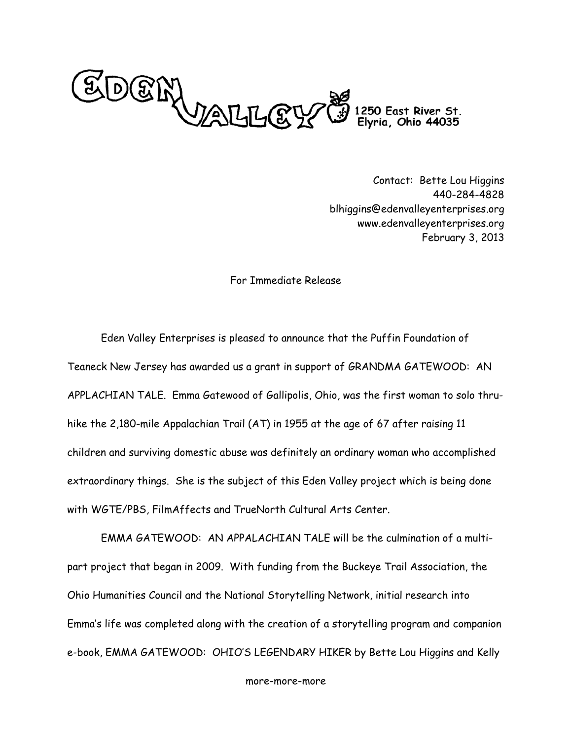EDEN VALLEY 1250 East River St. Elyria, Ohio 44035

Contact: Bette Lou Higgins
440-284-4828
blhiggins@edenvalleyenterprises.org
www.edenvalleyenterprises.org
February 3, 2013

For Immediate Release

Eden Valley Enterprises is pleased to announce that the Puffin Foundation of Teaneck New Jersey has awarded us a grant in support of GRANDMA GATEWOOD: AN APPLACHIAN TALE. Emma Gatewood of Gallipolis, Ohio, was the first woman to solo thru-hike the 2,180-mile Appalachian Trail (AT) in 1955 at the age of 67 after raising 11 children and surviving domestic abuse was definitely an ordinary woman who accomplished extraordinary things. She is the subject of this Eden Valley project which is being done with WGTE/PBS, FilmAffects and TrueNorth Cultural Arts Center.

EMMA GATEWOOD: AN APPALACHIAN TALE will be the culmination of a multi-part project that began in 2009. With funding from the Buckeye Trail Association, the Ohio Humanities Council and the National Storytelling Network, initial research into Emma's life was completed along with the creation of a storytelling program and companion e-book, EMMA GATEWOOD: OHIO'S LEGENDARY HIKER by Bette Lou Higgins and Kelly

more-more-more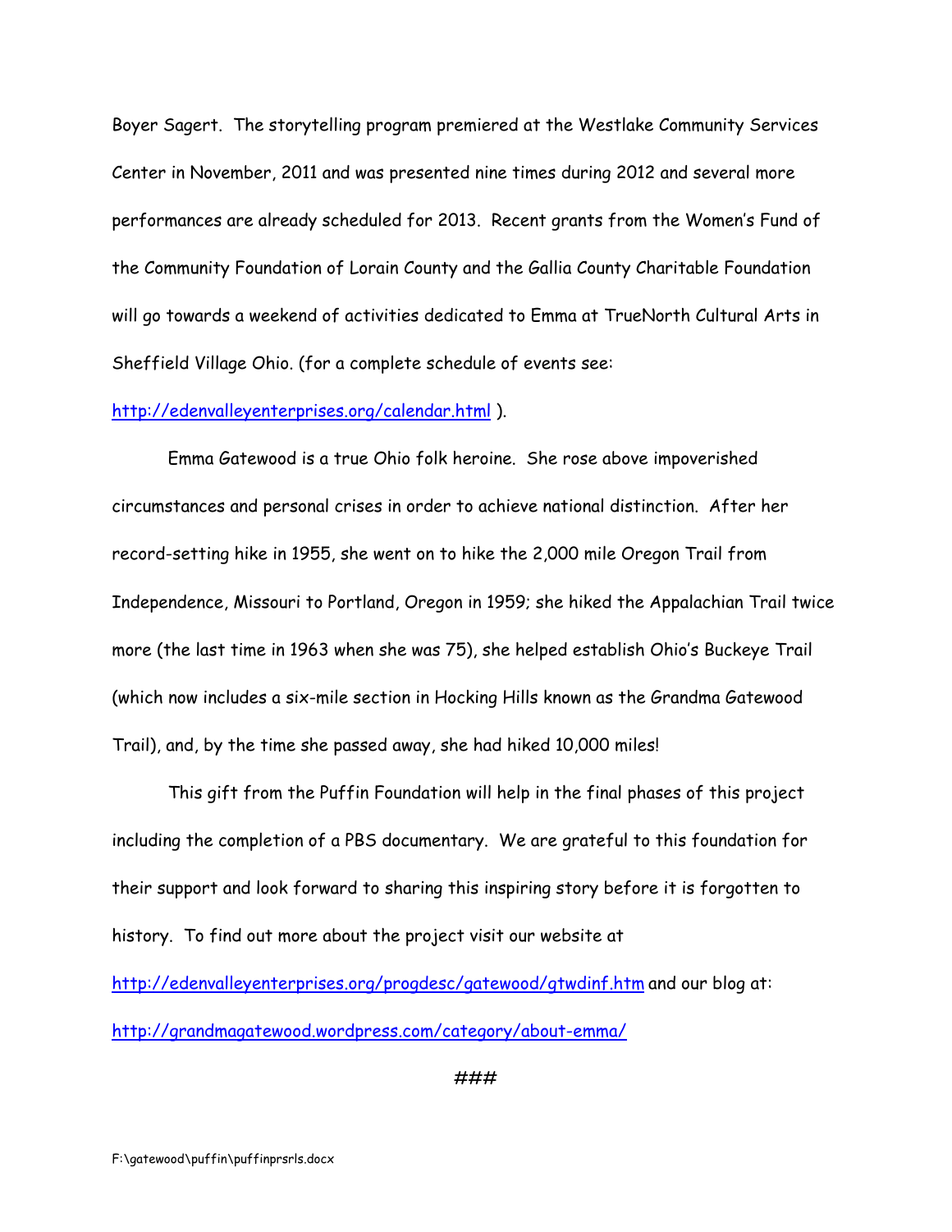Boyer Sagert. The storytelling program premiered at the Westlake Community Services Center in November, 2011 and was presented nine times during 2012 and several more performances are already scheduled for 2013. Recent grants from the Women's Fund of the Community Foundation of Lorain County and the Gallia County Charitable Foundation will go towards a weekend of activities dedicated to Emma at TrueNorth Cultural Arts in Sheffield Village Ohio. (for a complete schedule of events see: http://edenvalleyenterprises.org/calendar.html ).

Emma Gatewood is a true Ohio folk heroine. She rose above impoverished circumstances and personal crises in order to achieve national distinction. After her record-setting hike in 1955, she went on to hike the 2,000 mile Oregon Trail from Independence, Missouri to Portland, Oregon in 1959; she hiked the Appalachian Trail twice more (the last time in 1963 when she was 75), she helped establish Ohio's Buckeye Trail (which now includes a six-mile section in Hocking Hills known as the Grandma Gatewood Trail), and, by the time she passed away, she had hiked 10,000 miles!

This gift from the Puffin Foundation will help in the final phases of this project including the completion of a PBS documentary. We are grateful to this foundation for their support and look forward to sharing this inspiring story before it is forgotten to history. To find out more about the project visit our website at http://edenvalleyenterprises.org/progdesc/gatewood/gtwdinf.htm and our blog at: http://grandmagatewood.wordpress.com/category/about-emma/

###

F:\gatewood\puffin\puffinprsrls.docx